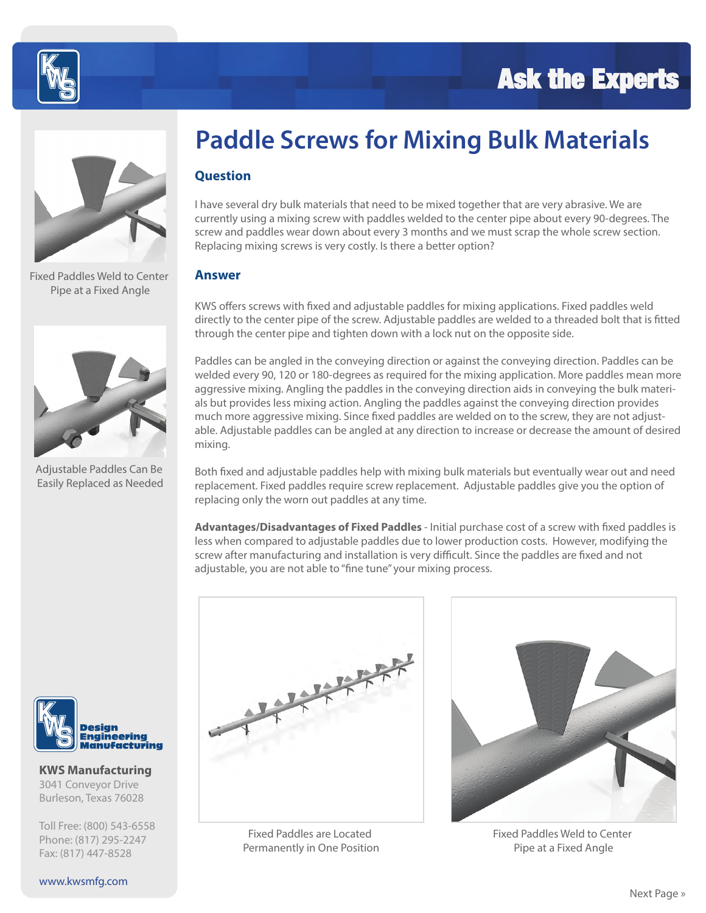# Ask the Experts

## Paddle Screws for Mixing Bulk Materials

### Question

I have several dry bulk materials that need to be mixed together that are very abrasive. We are currently using a mixing screw with paddles welded to the center pipe about every 90-degrees. The screw and paddles wear down about every 3 months and we must scrap the whole screw section. Replacing mixing screws is very costly. Is there a better option?

### Answer

KWS offers screws with fixed and adjustable paddles for mixing applications. Fixed paddles weld directly to the center pipe of the screw. Adjustable paddles are welded to a threaded bolt that is fitted through the center pipe and tighten down with a lock nut on the opposite side.

Paddles can be angled in the conveying direction or against the conveying direction. Paddles can be welded every 90, 120 or 180-degrees as required for the mixing application. More paddles mean more aggressive mixing. Angling the paddles in the conveying direction aids in conveying the bulk materials but provides less mixing action. Angling the paddles against the conveying direction provides much more aggressive mixing. Since fixed paddles are welded on to the screw, they are not adjustable. Adjustable paddles can be angled at any direction to increase or decrease the amount of desired mixing.

Both fixed and adjustable paddles help with mixing bulk materials but eventually wear out and need replacement. Fixed paddles require screw replacement. Adjustable paddles give you the option of replacing only the worn out paddles at any time.

**Advantages/Disadvantages of Fixed Paddles** - Initial purchase cost of a screw with fixed paddles is less when compared to adjustable paddles due to lower production costs. However, modifying the screw after manufacturing and installation is very difficult. Since the paddles are fixed and not adjustable, you are not able to "fine tune" your mixing process.

Fixed Paddles Weld to Center Pipe at a Fixed Angle

Adjustable Paddles Can Be Easily Replaced as Needed

Fixed Paddles are Located Permanently in One Position

Fixed Paddles Weld to Center Pipe at a Fixed Angle

Design Engineering Manufacturing

**KWS Manufacturing**
3041 Conveyor Drive
Burleson, Texas 76028

Toll Free: (800) 543-6558
Phone: (817) 295-2247
Fax: (817) 447-8528

www.kwsmfg.com

Next Page »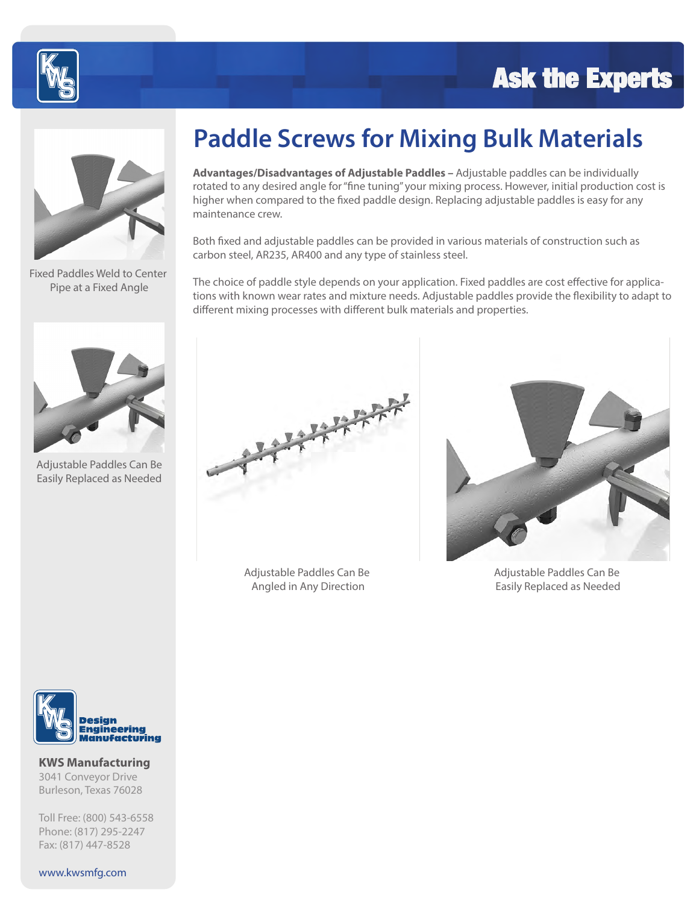# Paddle Screws for Mixing Bulk Materials

**Advantages/Disadvantages of Adjustable Paddles –** Adjustable paddles can be individually rotated to any desired angle for "fine tuning" your mixing process. However, initial production cost is higher when compared to the fixed paddle design. Replacing adjustable paddles is easy for any maintenance crew.

Both fixed and adjustable paddles can be provided in various materials of construction such as carbon steel, AR235, AR400 and any type of stainless steel.

The choice of paddle style depends on your application. Fixed paddles are cost effective for applications with known wear rates and mixture needs. Adjustable paddles provide the flexibility to adapt to different mixing processes with different bulk materials and properties.

Fixed Paddles Weld to Center Pipe at a Fixed Angle

Adjustable Paddles Can Be Easily Replaced as Needed

Adjustable Paddles Can Be Angled in Any Direction

Adjustable Paddles Can Be Easily Replaced as Needed

Design Engineering Manufacturing

**KWS Manufacturing**
3041 Conveyor Drive
Burleson, Texas 76028

Toll Free: (800) 543-6558
Phone: (817) 295-2247
Fax: (817) 447-8528

www.kwsmfg.com